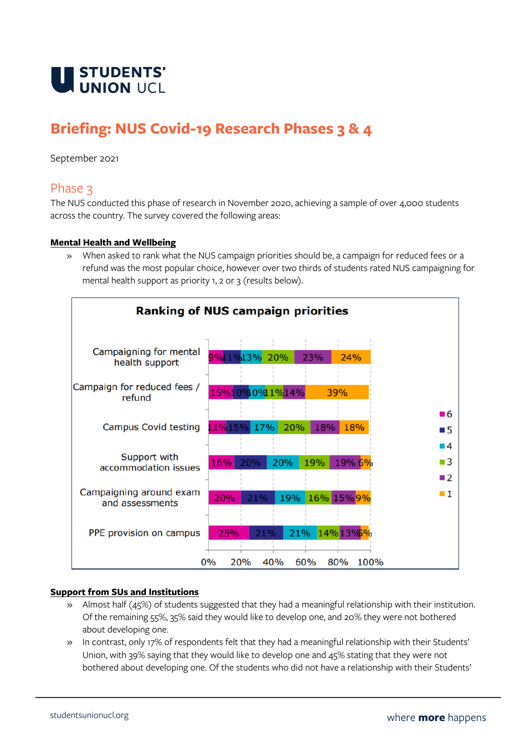# Briefing: NUS Covid-19 Research Phases 3 & 4

September 2021

## Phase 3

The NUS conducted this phase of research in November 2020, achieving a sample of over 4,000 students across the country. The survey covered the following areas:

### Mental Health and Wellbeing

» When asked to rank what the NUS campaign priorities should be, a campaign for reduced fees or a refund was the most popular choice, however over two thirds of students rated NUS campaigning for mental health support as priority 1, 2 or 3 (results below).

**Ranking of NUS campaign priorities**

| | 6 | 5 | 4 | 3 | 2 | 1 |
|---|---|---|---|---|---|---|
| Campaigning for mental health support | 9% | 11% | 13% | 20% | 23% | 24% |
| Campaign for reduced fees / refund | 15% | 10% | 10% | 11% | 14% | 39% |
| Campus Covid testing | 11% | 15% | 17% | 20% | 18% | 18% |
| Support with accommodation issues | 16% | 20% | 20% | 19% | 19% | 6% |
| Campaigning around exam and assessments | 20% | 21% | 19% | 16% | 15% | 9% |
| PPE provision on campus | 25% | 21% | 21% | 14% | 13% | 5% |

### Support from SUs and Institutions

» Almost half (45%) of students suggested that they had a meaningful relationship with their institution. Of the remaining 55%, 35% said they would like to develop one, and 20% they were not bothered about developing one.

» In contrast, only 17% of respondents felt that they had a meaningful relationship with their Students' Union, with 39% saying that they would like to develop one and 45% stating that they were not bothered about developing one. Of the students who did not have a relationship with their Students'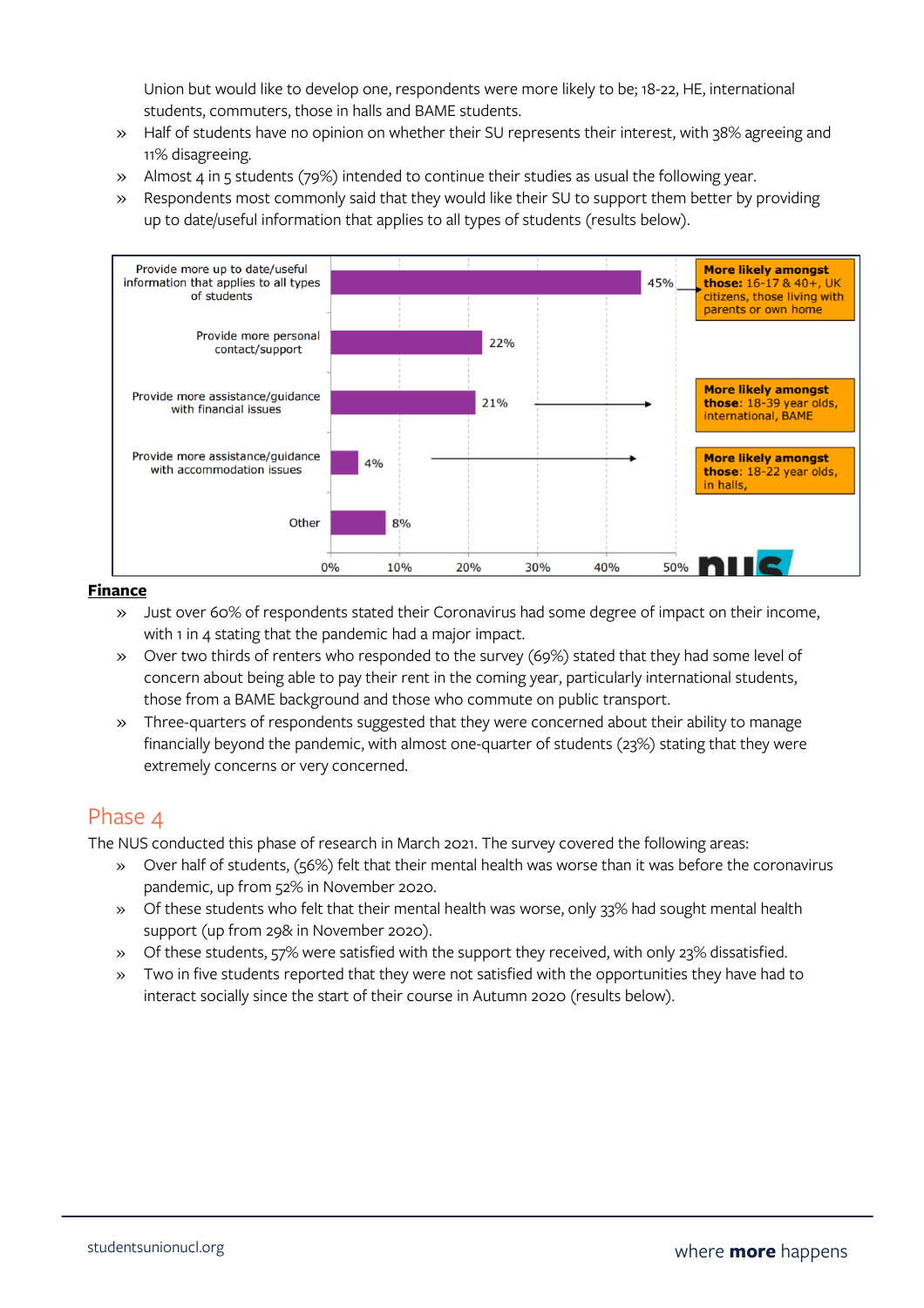Union but would like to develop one, respondents were more likely to be; 18-22, HE, international students, commuters, those in halls and BAME students.

- Half of students have no opinion on whether their SU represents their interest, with 38% agreeing and 11% disagreeing.
- Almost 4 in 5 students (79%) intended to continue their studies as usual the following year.
- Respondents most commonly said that they would like their SU to support them better by providing up to date/useful information that applies to all types of students (results below).

| Response | % | Note |
|---|---|---|
| Provide more up to date/useful information that applies to all types of students | 45% | **More likely amongst those:** 16-17 & 40+, UK citizens, those living with parents or own home |
| Provide more personal contact/support | 22% | |
| Provide more assistance/guidance with financial issues | 21% | **More likely amongst those**: 18-39 year olds, international, BAME |
| Provide more assistance/guidance with accommodation issues | 4% | **More likely amongst those**: 18-22 year olds, in halls, |
| Other | 8% | |

**Finance**

- Just over 60% of respondents stated their Coronavirus had some degree of impact on their income, with 1 in 4 stating that the pandemic had a major impact.
- Over two thirds of renters who responded to the survey (69%) stated that they had some level of concern about being able to pay their rent in the coming year, particularly international students, those from a BAME background and those who commute on public transport.
- Three-quarters of respondents suggested that they were concerned about their ability to manage financially beyond the pandemic, with almost one-quarter of students (23%) stating that they were extremely concerns or very concerned.

## Phase 4

The NUS conducted this phase of research in March 2021. The survey covered the following areas:

- Over half of students, (56%) felt that their mental health was worse than it was before the coronavirus pandemic, up from 52% in November 2020.
- Of these students who felt that their mental health was worse, only 33% had sought mental health support (up from 29& in November 2020).
- Of these students, 57% were satisfied with the support they received, with only 23% dissatisfied.
- Two in five students reported that they were not satisfied with the opportunities they have had to interact socially since the start of their course in Autumn 2020 (results below).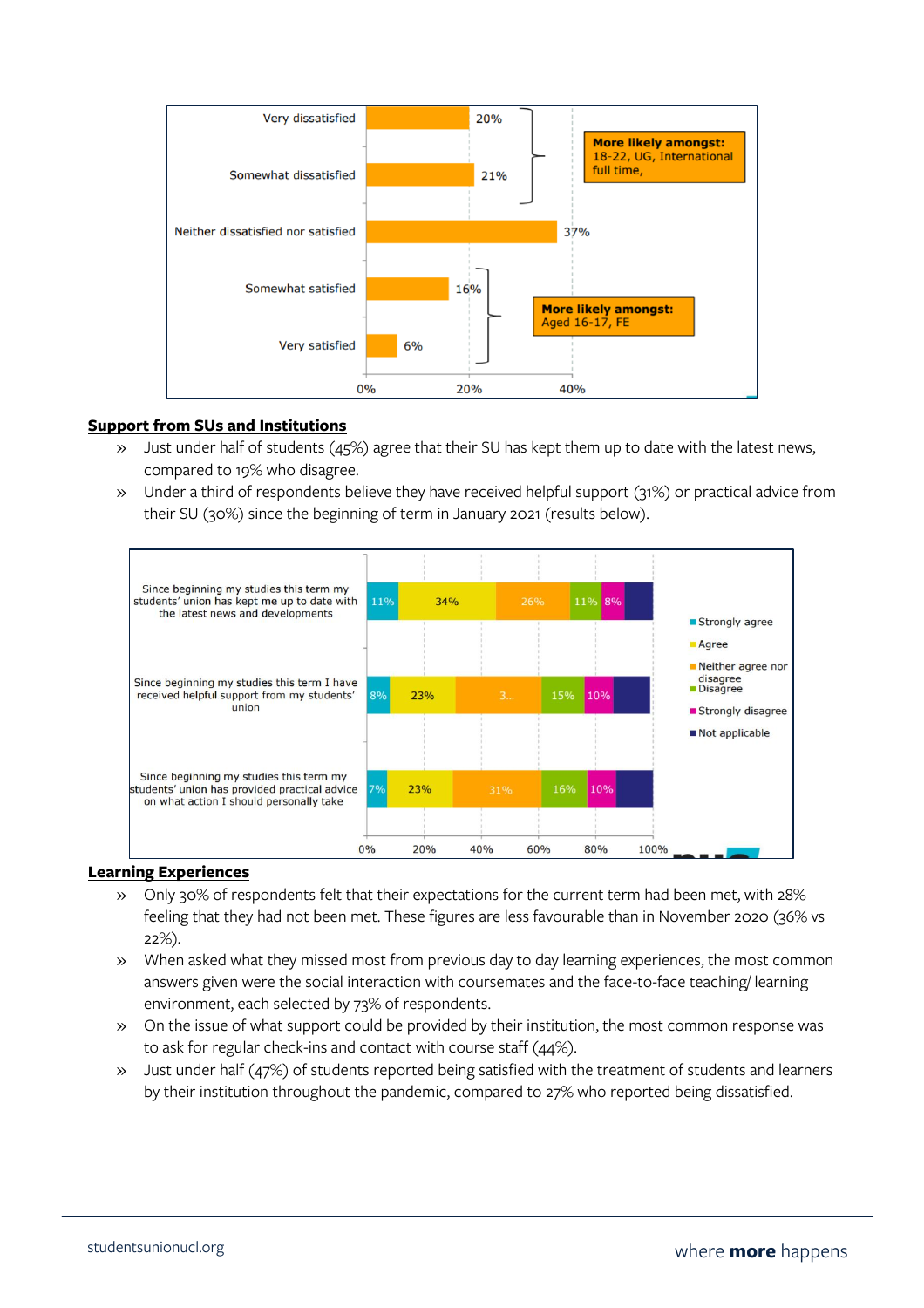| | |
|---|---|
| Very dissatisfied | 20% |
| Somewhat dissatisfied | 21% |
| Neither dissatisfied nor satisfied | 37% |
| Somewhat satisfied | 16% |
| Very satisfied | 6% |

**More likely amongst:** 18-22, UG, International full time, (Very dissatisfied / Somewhat dissatisfied)

**More likely amongst:** Aged 16-17, FE (Somewhat satisfied / Very satisfied)

## Support from SUs and Institutions

- Just under half of students (45%) agree that their SU has kept them up to date with the latest news, compared to 19% who disagree.
- Under a third of respondents believe they have received helpful support (31%) or practical advice from their SU (30%) since the beginning of term in January 2021 (results below).

| | Strongly agree | Agree | Neither agree nor disagree | Disagree | Strongly disagree | Not applicable |
|---|---|---|---|---|---|---|
| Since beginning my studies this term my students' union has kept me up to date with the latest news and developments | 11% | 34% | 26% | 11% | 8% | |
| Since beginning my studies this term I have received helpful support from my students' union | 8% | 23% | 3... | 15% | 10% | |
| Since beginning my studies this term my students' union has provided practical advice on what action I should personally take | 7% | 23% | 31% | 16% | 10% | |

## Learning Experiences

- Only 30% of respondents felt that their expectations for the current term had been met, with 28% feeling that they had not been met. These figures are less favourable than in November 2020 (36% vs 22%).
- When asked what they missed most from previous day to day learning experiences, the most common answers given were the social interaction with coursemates and the face-to-face teaching/ learning environment, each selected by 73% of respondents.
- On the issue of what support could be provided by their institution, the most common response was to ask for regular check-ins and contact with course staff (44%).
- Just under half (47%) of students reported being satisfied with the treatment of students and learners by their institution throughout the pandemic, compared to 27% who reported being dissatisfied.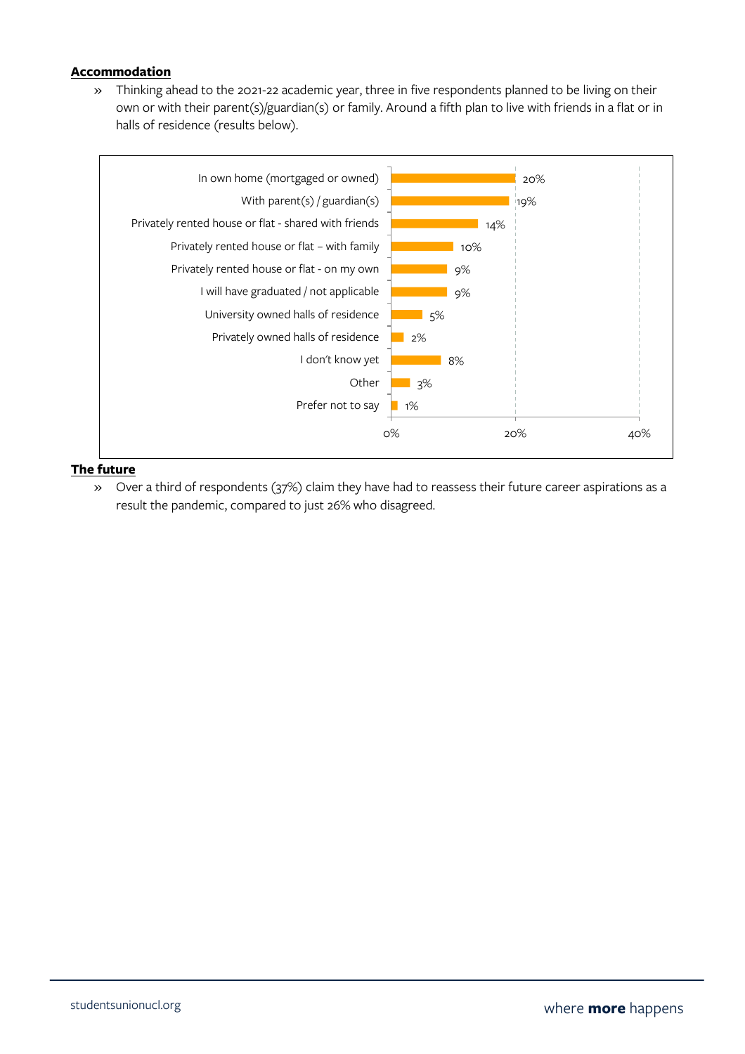**Accommodation**

» Thinking ahead to the 2021-22 academic year, three in five respondents planned to be living on their own or with their parent(s)/guardian(s) or family. Around a fifth plan to live with friends in a flat or in halls of residence (results below).

In own home (mortgaged or owned) 20%
With parent(s) / guardian(s) 19%
Privately rented house or flat - shared with friends 14%
Privately rented house or flat – with family 10%
Privately rented house or flat - on my own 9%
I will have graduated / not applicable 9%
University owned halls of residence 5%
Privately owned halls of residence 2%
I don't know yet 8%
Other 3%
Prefer not to say 1%

0% 20% 40%

**The future**

» Over a third of respondents (37%) claim they have had to reassess their future career aspirations as a result the pandemic, compared to just 26% who disagreed.